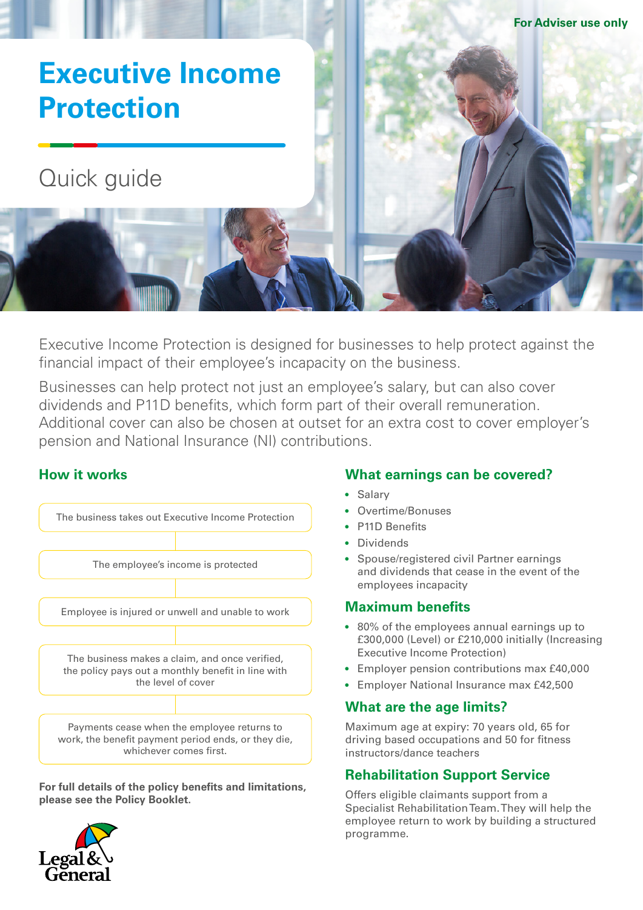For Adviser use only

# Executive Income Protection

## Quick guide

Executive Income Protection is designed for businesses to help protect against the financial impact of their employee's incapacity on the business.

Businesses can help protect not just an employee's salary, but can also cover dividends and P11D benefits, which form part of their overall remuneration. Additional cover can also be chosen at outset for an extra cost to cover employer's pension and National Insurance (NI) contributions.

### How it works

1. The business takes out Executive Income Protection
2. The employee's income is protected
3. Employee is injured or unwell and unable to work
4. The business makes a claim, and once verified, the policy pays out a monthly benefit in line with the level of cover
5. Payments cease when the employee returns to work, the benefit payment period ends, or they die, whichever comes first.

**For full details of the policy benefits and limitations, please see the Policy Booklet.**

### What earnings can be covered?

- Salary
- Overtime/Bonuses
- P11D Benefits
- Dividends
- Spouse/registered civil Partner earnings and dividends that cease in the event of the employees incapacity

### Maximum benefits

- 80% of the employees annual earnings up to £300,000 (Level) or £210,000 initially (Increasing Executive Income Protection)
- Employer pension contributions max £40,000
- Employer National Insurance max £42,500

### What are the age limits?

Maximum age at expiry: 70 years old, 65 for driving based occupations and 50 for fitness instructors/dance teachers

### Rehabilitation Support Service

Offers eligible claimants support from a Specialist Rehabilitation Team. They will help the employee return to work by building a structured programme.

Legal & General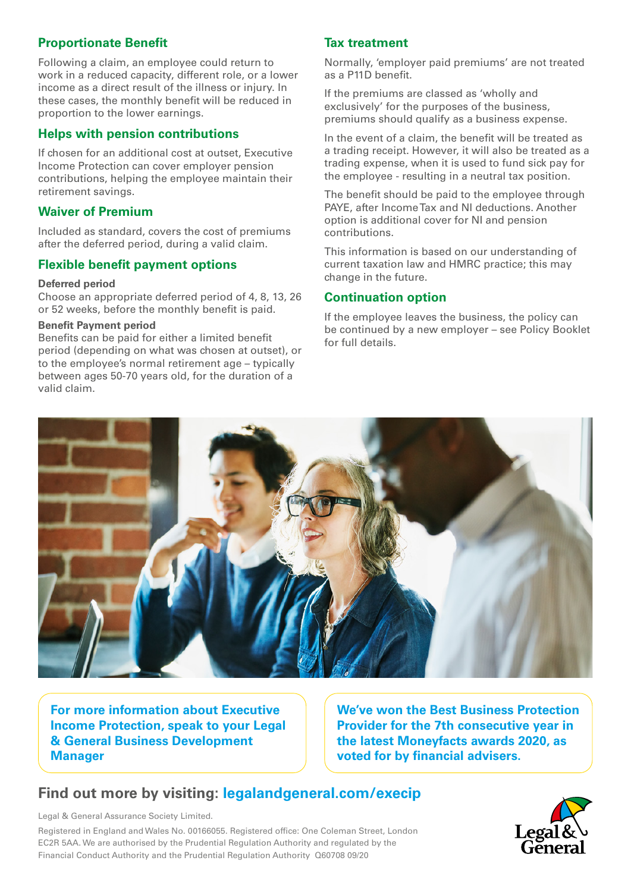## Proportionate Benefit

Following a claim, an employee could return to work in a reduced capacity, different role, or a lower income as a direct result of the illness or injury. In these cases, the monthly benefit will be reduced in proportion to the lower earnings.

## Helps with pension contributions

If chosen for an additional cost at outset, Executive Income Protection can cover employer pension contributions, helping the employee maintain their retirement savings.

## Waiver of Premium

Included as standard, covers the cost of premiums after the deferred period, during a valid claim.

## Flexible benefit payment options

**Deferred period**
Choose an appropriate deferred period of 4, 8, 13, 26 or 52 weeks, before the monthly benefit is paid.

**Benefit Payment period**
Benefits can be paid for either a limited benefit period (depending on what was chosen at outset), or to the employee's normal retirement age – typically between ages 50-70 years old, for the duration of a valid claim.

## Tax treatment

Normally, 'employer paid premiums' are not treated as a P11D benefit.

If the premiums are classed as 'wholly and exclusively' for the purposes of the business, premiums should qualify as a business expense.

In the event of a claim, the benefit will be treated as a trading receipt. However, it will also be treated as a trading expense, when it is used to fund sick pay for the employee - resulting in a neutral tax position.

The benefit should be paid to the employee through PAYE, after Income Tax and NI deductions. Another option is additional cover for NI and pension contributions.

This information is based on our understanding of current taxation law and HMRC practice; this may change in the future.

## Continuation option

If the employee leaves the business, the policy can be continued by a new employer – see Policy Booklet for full details.

**For more information about Executive Income Protection, speak to your Legal & General Business Development Manager**

**We've won the Best Business Protection Provider for the 7th consecutive year in the latest Moneyfacts awards 2020, as voted for by financial advisers.**

## Find out more by visiting: legalandgeneral.com/execip

Legal & General Assurance Society Limited.

Registered in England and Wales No. 00166055. Registered office: One Coleman Street, London EC2R 5AA. We are authorised by the Prudential Regulation Authority and regulated by the Financial Conduct Authority and the Prudential Regulation Authority Q60708 09/20

Legal & General